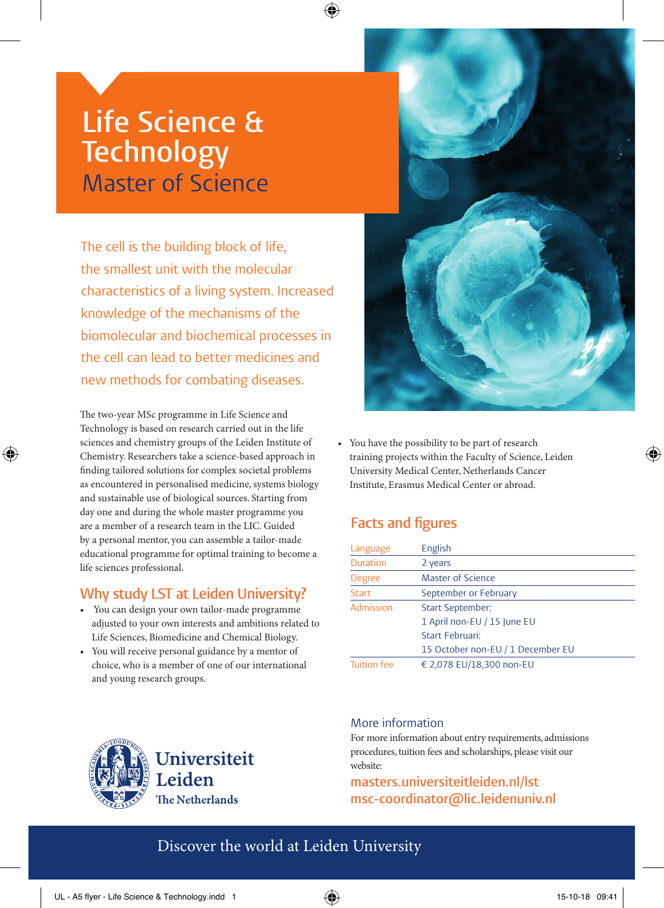# Life Science & Technology

## Master of Science

The cell is the building block of life, the smallest unit with the molecular characteristics of a living system. Increased knowledge of the mechanisms of the biomolecular and biochemical processes in the cell can lead to better medicines and new methods for combating diseases.

The two-year MSc programme in Life Science and Technology is based on research carried out in the life sciences and chemistry groups of the Leiden Institute of Chemistry. Researchers take a science-based approach in finding tailored solutions for complex societal problems as encountered in personalised medicine, systems biology and sustainable use of biological sources. Starting from day one and during the whole master programme you are a member of a research team in the LIC. Guided by a personal mentor, you can assemble a tailor-made educational programme for optimal training to become a life sciences professional.

## Why study LST at Leiden University?

- You can design your own tailor-made programme adjusted to your own interests and ambitions related to Life Sciences, Biomedicine and Chemical Biology.
- You will receive personal guidance by a mentor of choice, who is a member of one of our international and young research groups.
- You have the possibility to be part of research training projects within the Faculty of Science, Leiden University Medical Center, Netherlands Cancer Institute, Erasmus Medical Center or abroad.

## Facts and figures

| | |
|---|---|
| Language | English |
| Duration | 2 years |
| Degree | Master of Science |
| Start | September or February |
| Admission | Start September:<br>1 April non-EU / 15 June EU<br>Start Februari:<br>15 October non-EU / 1 December EU |
| Tuition fee | € 2,078 EU/18,300 non-EU |

## More information

For more information about entry requirements, admissions procedures, tuition fees and scholarships, please visit our website:

masters.universiteitleiden.nl/lst
msc-coordinator@lic.leidenuniv.nl

Universiteit Leiden
The Netherlands

Discover the world at Leiden University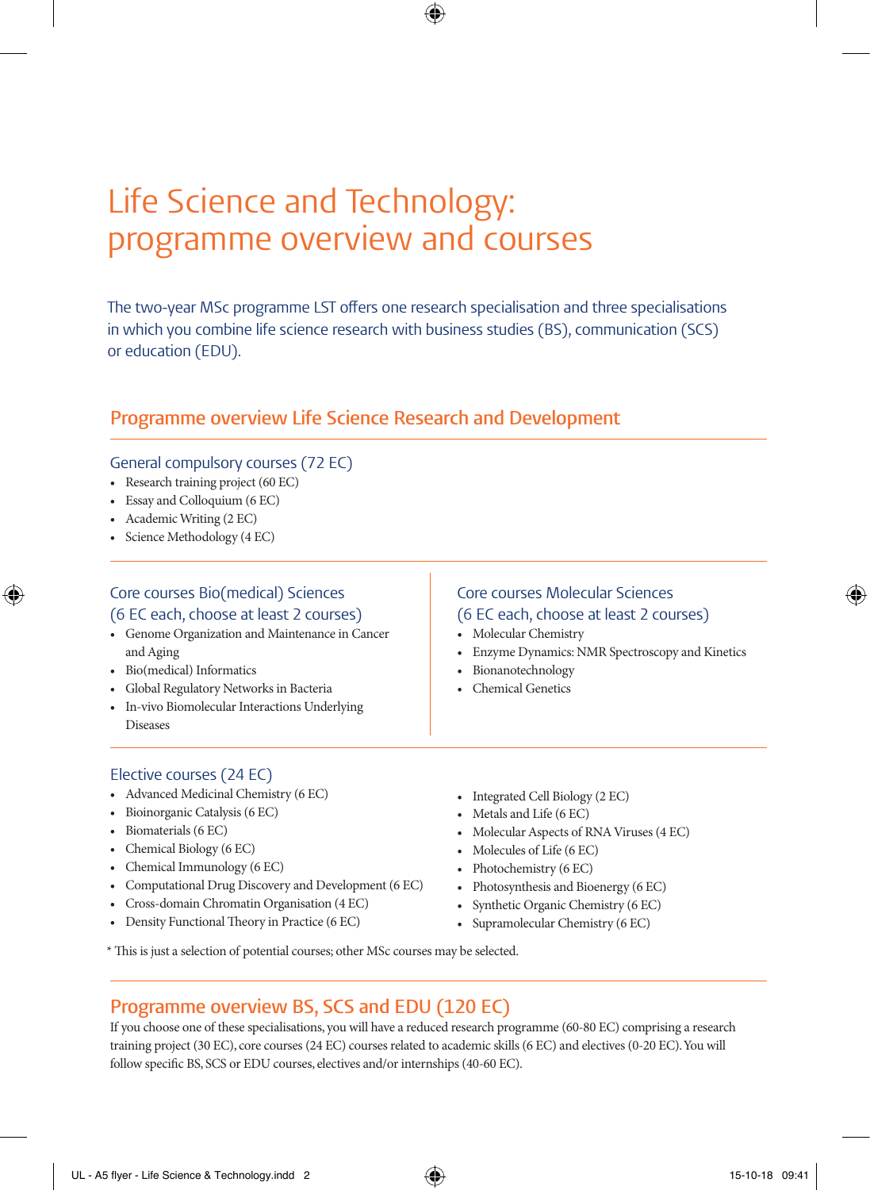# Life Science and Technology: programme overview and courses

The two-year MSc programme LST offers one research specialisation and three specialisations in which you combine life science research with business studies (BS), communication (SCS) or education (EDU).

## Programme overview Life Science Research and Development

### General compulsory courses (72 EC)

- Research training project (60 EC)
- Essay and Colloquium (6 EC)
- Academic Writing (2 EC)
- Science Methodology (4 EC)

### Core courses Bio(medical) Sciences (6 EC each, choose at least 2 courses)

- Genome Organization and Maintenance in Cancer and Aging
- Bio(medical) Informatics
- Global Regulatory Networks in Bacteria
- In-vivo Biomolecular Interactions Underlying Diseases

### Core courses Molecular Sciences (6 EC each, choose at least 2 courses)

- Molecular Chemistry
- Enzyme Dynamics: NMR Spectroscopy and Kinetics
- Bionanotechnology
- Chemical Genetics

### Elective courses (24 EC)

- Advanced Medicinal Chemistry (6 EC)
- Bioinorganic Catalysis (6 EC)
- Biomaterials (6 EC)
- Chemical Biology (6 EC)
- Chemical Immunology (6 EC)
- Computational Drug Discovery and Development (6 EC)
- Cross-domain Chromatin Organisation (4 EC)
- Density Functional Theory in Practice (6 EC)
- Integrated Cell Biology (2 EC)
- Metals and Life (6 EC)
- Molecular Aspects of RNA Viruses (4 EC)
- Molecules of Life (6 EC)
- Photochemistry (6 EC)
- Photosynthesis and Bioenergy (6 EC)
- Synthetic Organic Chemistry (6 EC)
- Supramolecular Chemistry (6 EC)

* This is just a selection of potential courses; other MSc courses may be selected.

## Programme overview BS, SCS and EDU (120 EC)

If you choose one of these specialisations, you will have a reduced research programme (60-80 EC) comprising a research training project (30 EC), core courses (24 EC) courses related to academic skills (6 EC) and electives (0-20 EC). You will follow specific BS, SCS or EDU courses, electives and/or internships (40-60 EC).